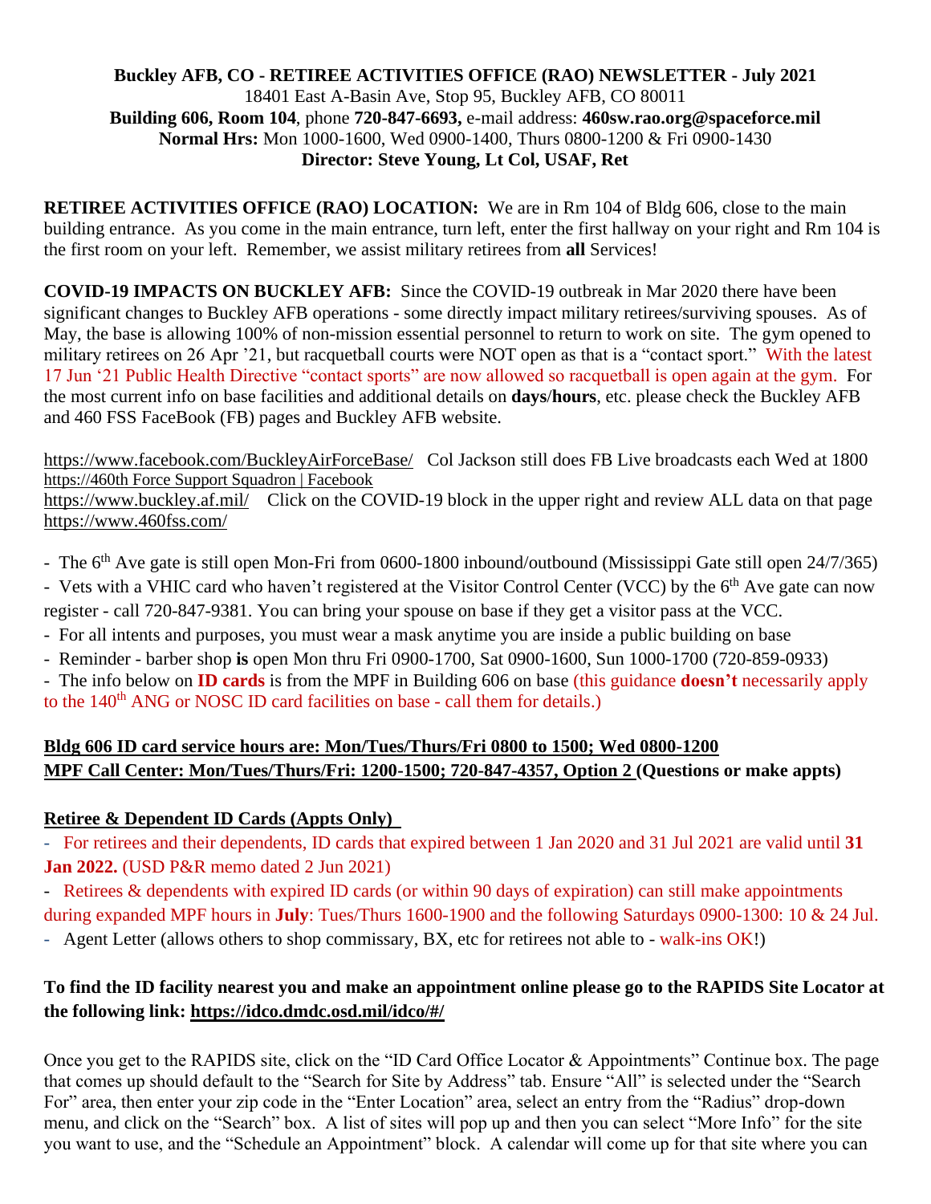**Buckley AFB, CO - RETIREE ACTIVITIES OFFICE (RAO) NEWSLETTER - July 2021**
18401 East A-Basin Ave, Stop 95, Buckley AFB, CO 80011
**Building 606, Room 104**, phone **720-847-6693,** e-mail address: **460sw.rao.org@spaceforce.mil**
**Normal Hrs:** Mon 1000-1600, Wed 0900-1400, Thurs 0800-1200 & Fri 0900-1430
**Director: Steve Young, Lt Col, USAF, Ret**

**RETIREE ACTIVITIES OFFICE (RAO) LOCATION:** We are in Rm 104 of Bldg 606, close to the main building entrance. As you come in the main entrance, turn left, enter the first hallway on your right and Rm 104 is the first room on your left. Remember, we assist military retirees from **all** Services!

**COVID-19 IMPACTS ON BUCKLEY AFB:** Since the COVID-19 outbreak in Mar 2020 there have been significant changes to Buckley AFB operations - some directly impact military retirees/surviving spouses. As of May, the base is allowing 100% of non-mission essential personnel to return to work on site. The gym opened to military retirees on 26 Apr '21, but racquetball courts were NOT open as that is a "contact sport." With the latest 17 Jun '21 Public Health Directive "contact sports" are now allowed so racquetball is open again at the gym. For the most current info on base facilities and additional details on **days**/**hours**, etc. please check the Buckley AFB and 460 FSS FaceBook (FB) pages and Buckley AFB website.

https://www.facebook.com/BuckleyAirForceBase/ Col Jackson still does FB Live broadcasts each Wed at 1800
https://460th Force Support Squadron | Facebook
https://www.buckley.af.mil/ Click on the COVID-19 block in the upper right and review ALL data on that page
https://www.460fss.com/

- The 6th Ave gate is still open Mon-Fri from 0600-1800 inbound/outbound (Mississippi Gate still open 24/7/365)
- Vets with a VHIC card who haven't registered at the Visitor Control Center (VCC) by the 6th Ave gate can now register - call 720-847-9381. You can bring your spouse on base if they get a visitor pass at the VCC.
- For all intents and purposes, you must wear a mask anytime you are inside a public building on base
- Reminder - barber shop **is** open Mon thru Fri 0900-1700, Sat 0900-1600, Sun 1000-1700 (720-859-0933)
- The info below on **ID cards** is from the MPF in Building 606 on base (this guidance **doesn't** necessarily apply to the 140th ANG or NOSC ID card facilities on base - call them for details.)

**Bldg 606 ID card service hours are: Mon/Tues/Thurs/Fri 0800 to 1500; Wed 0800-1200**
**MPF Call Center: Mon/Tues/Thurs/Fri: 1200-1500; 720-847-4357, Option 2 (Questions or make appts)**

**Retiree & Dependent ID Cards (Appts Only)**

- For retirees and their dependents, ID cards that expired between 1 Jan 2020 and 31 Jul 2021 are valid until **31 Jan 2022.** (USD P&R memo dated 2 Jun 2021)
- Retirees & dependents with expired ID cards (or within 90 days of expiration) can still make appointments during expanded MPF hours in **July**: Tues/Thurs 1600-1900 and the following Saturdays 0900-1300: 10 & 24 Jul.
- Agent Letter (allows others to shop commissary, BX, etc for retirees not able to - walk-ins OK!)

**To find the ID facility nearest you and make an appointment online please go to the RAPIDS Site Locator at the following link: https://idco.dmdc.osd.mil/idco/#/**

Once you get to the RAPIDS site, click on the "ID Card Office Locator & Appointments" Continue box. The page that comes up should default to the "Search for Site by Address" tab. Ensure "All" is selected under the "Search For" area, then enter your zip code in the "Enter Location" area, select an entry from the "Radius" drop-down menu, and click on the "Search" box. A list of sites will pop up and then you can select "More Info" for the site you want to use, and the "Schedule an Appointment" block. A calendar will come up for that site where you can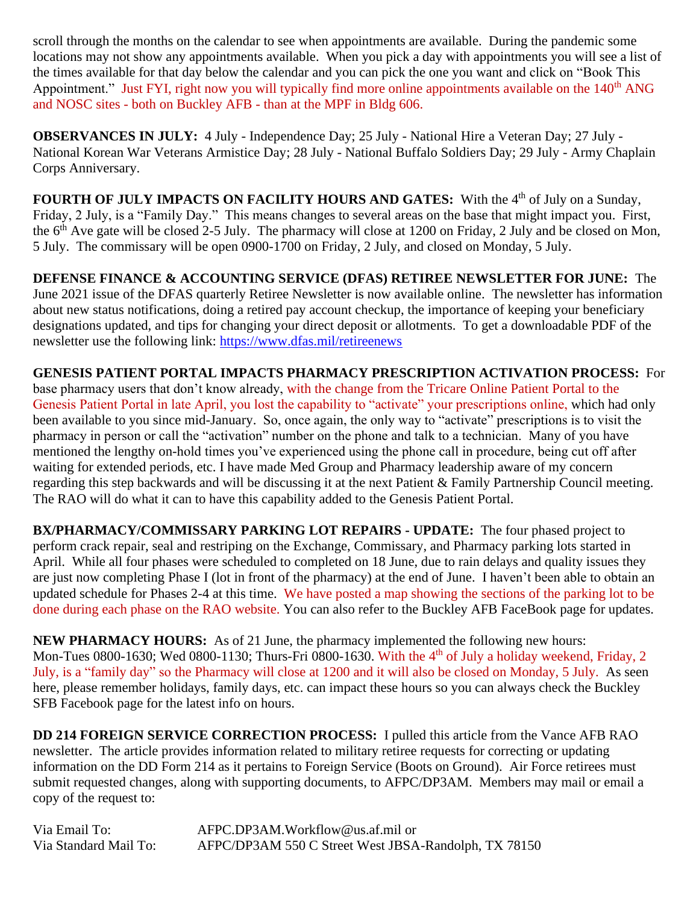scroll through the months on the calendar to see when appointments are available. During the pandemic some locations may not show any appointments available. When you pick a day with appointments you will see a list of the times available for that day below the calendar and you can pick the one you want and click on "Book This Appointment." Just FYI, right now you will typically find more online appointments available on the 140th ANG and NOSC sites - both on Buckley AFB - than at the MPF in Bldg 606.

**OBSERVANCES IN JULY:** 4 July - Independence Day; 25 July - National Hire a Veteran Day; 27 July - National Korean War Veterans Armistice Day; 28 July - National Buffalo Soldiers Day; 29 July - Army Chaplain Corps Anniversary.

**FOURTH OF JULY IMPACTS ON FACILITY HOURS AND GATES:** With the 4th of July on a Sunday, Friday, 2 July, is a "Family Day." This means changes to several areas on the base that might impact you. First, the 6th Ave gate will be closed 2-5 July. The pharmacy will close at 1200 on Friday, 2 July and be closed on Mon, 5 July. The commissary will be open 0900-1700 on Friday, 2 July, and closed on Monday, 5 July.

**DEFENSE FINANCE & ACCOUNTING SERVICE (DFAS) RETIREE NEWSLETTER FOR JUNE:** The June 2021 issue of the DFAS quarterly Retiree Newsletter is now available online. The newsletter has information about new status notifications, doing a retired pay account checkup, the importance of keeping your beneficiary designations updated, and tips for changing your direct deposit or allotments. To get a downloadable PDF of the newsletter use the following link: https://www.dfas.mil/retireenews

**GENESIS PATIENT PORTAL IMPACTS PHARMACY PRESCRIPTION ACTIVATION PROCESS:** For base pharmacy users that don't know already, with the change from the Tricare Online Patient Portal to the Genesis Patient Portal in late April, you lost the capability to "activate" your prescriptions online, which had only been available to you since mid-January. So, once again, the only way to "activate" prescriptions is to visit the pharmacy in person or call the "activation" number on the phone and talk to a technician. Many of you have mentioned the lengthy on-hold times you've experienced using the phone call in procedure, being cut off after waiting for extended periods, etc. I have made Med Group and Pharmacy leadership aware of my concern regarding this step backwards and will be discussing it at the next Patient & Family Partnership Council meeting. The RAO will do what it can to have this capability added to the Genesis Patient Portal.

**BX/PHARMACY/COMMISSARY PARKING LOT REPAIRS - UPDATE:** The four phased project to perform crack repair, seal and restriping on the Exchange, Commissary, and Pharmacy parking lots started in April. While all four phases were scheduled to completed on 18 June, due to rain delays and quality issues they are just now completing Phase I (lot in front of the pharmacy) at the end of June. I haven't been able to obtain an updated schedule for Phases 2-4 at this time. We have posted a map showing the sections of the parking lot to be done during each phase on the RAO website. You can also refer to the Buckley AFB FaceBook page for updates.

**NEW PHARMACY HOURS:** As of 21 June, the pharmacy implemented the following new hours: Mon-Tues 0800-1630; Wed 0800-1130; Thurs-Fri 0800-1630. With the 4th of July a holiday weekend, Friday, 2 July, is a "family day" so the Pharmacy will close at 1200 and it will also be closed on Monday, 5 July. As seen here, please remember holidays, family days, etc. can impact these hours so you can always check the Buckley SFB Facebook page for the latest info on hours.

**DD 214 FOREIGN SERVICE CORRECTION PROCESS:** I pulled this article from the Vance AFB RAO newsletter. The article provides information related to military retiree requests for correcting or updating information on the DD Form 214 as it pertains to Foreign Service (Boots on Ground). Air Force retirees must submit requested changes, along with supporting documents, to AFPC/DP3AM. Members may mail or email a copy of the request to:

Via Email To: AFPC.DP3AM.Workflow@us.af.mil or
Via Standard Mail To: AFPC/DP3AM 550 C Street West JBSA-Randolph, TX 78150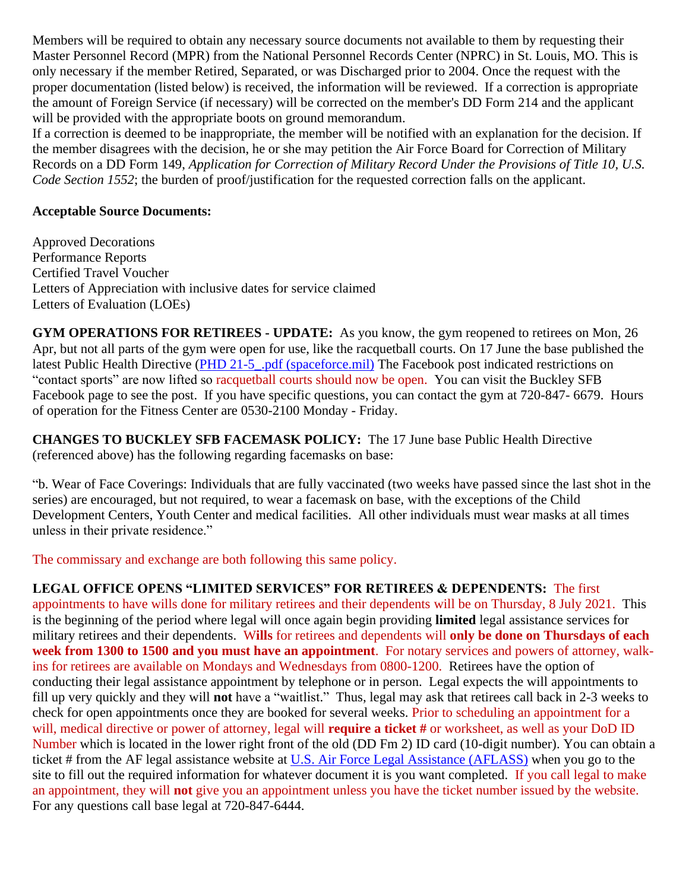Members will be required to obtain any necessary source documents not available to them by requesting their Master Personnel Record (MPR) from the National Personnel Records Center (NPRC) in St. Louis, MO. This is only necessary if the member Retired, Separated, or was Discharged prior to 2004. Once the request with the proper documentation (listed below) is received, the information will be reviewed. If a correction is appropriate the amount of Foreign Service (if necessary) will be corrected on the member's DD Form 214 and the applicant will be provided with the appropriate boots on ground memorandum.
If a correction is deemed to be inappropriate, the member will be notified with an explanation for the decision. If the member disagrees with the decision, he or she may petition the Air Force Board for Correction of Military Records on a DD Form 149, *Application for Correction of Military Record Under the Provisions of Title 10, U.S. Code Section 1552*; the burden of proof/justification for the requested correction falls on the applicant.

**Acceptable Source Documents:**

Approved Decorations
Performance Reports
Certified Travel Voucher
Letters of Appreciation with inclusive dates for service claimed
Letters of Evaluation (LOEs)

**GYM OPERATIONS FOR RETIREES - UPDATE:** As you know, the gym reopened to retirees on Mon, 26 Apr, but not all parts of the gym were open for use, like the racquetball courts. On 17 June the base published the latest Public Health Directive (PHD 21-5_.pdf (spaceforce.mil)) The Facebook post indicated restrictions on "contact sports" are now lifted so racquetball courts should now be open. You can visit the Buckley SFB Facebook page to see the post. If you have specific questions, you can contact the gym at 720-847- 6679. Hours of operation for the Fitness Center are 0530-2100 Monday - Friday.

**CHANGES TO BUCKLEY SFB FACEMASK POLICY:** The 17 June base Public Health Directive (referenced above) has the following regarding facemasks on base:

"b. Wear of Face Coverings: Individuals that are fully vaccinated (two weeks have passed since the last shot in the series) are encouraged, but not required, to wear a facemask on base, with the exceptions of the Child Development Centers, Youth Center and medical facilities. All other individuals must wear masks at all times unless in their private residence."

The commissary and exchange are both following this same policy.

**LEGAL OFFICE OPENS "LIMITED SERVICES" FOR RETIREES & DEPENDENTS:** The first appointments to have wills done for military retirees and their dependents will be on Thursday, 8 July 2021. This is the beginning of the period where legal will once again begin providing **limited** legal assistance services for military retirees and their dependents. **W**ills for retirees and dependents will **only be done on Thursdays of each week from 1300 to 1500 and you must have an appointment**. For notary services and powers of attorney, walk-ins for retirees are available on Mondays and Wednesdays from 0800-1200. Retirees have the option of conducting their legal assistance appointment by telephone or in person. Legal expects the will appointments to fill up very quickly and they will **not** have a "waitlist." Thus, legal may ask that retirees call back in 2-3 weeks to check for open appointments once they are booked for several weeks. Prior to scheduling an appointment for a will, medical directive or power of attorney, legal will **require a ticket #** or worksheet, as well as your DoD ID Number which is located in the lower right front of the old (DD Fm 2) ID card (10-digit number). You can obtain a ticket # from the AF legal assistance website at U.S. Air Force Legal Assistance (AFLASS) when you go to the site to fill out the required information for whatever document it is you want completed. If you call legal to make an appointment, they will **not** give you an appointment unless you have the ticket number issued by the website. For any questions call base legal at 720-847-6444.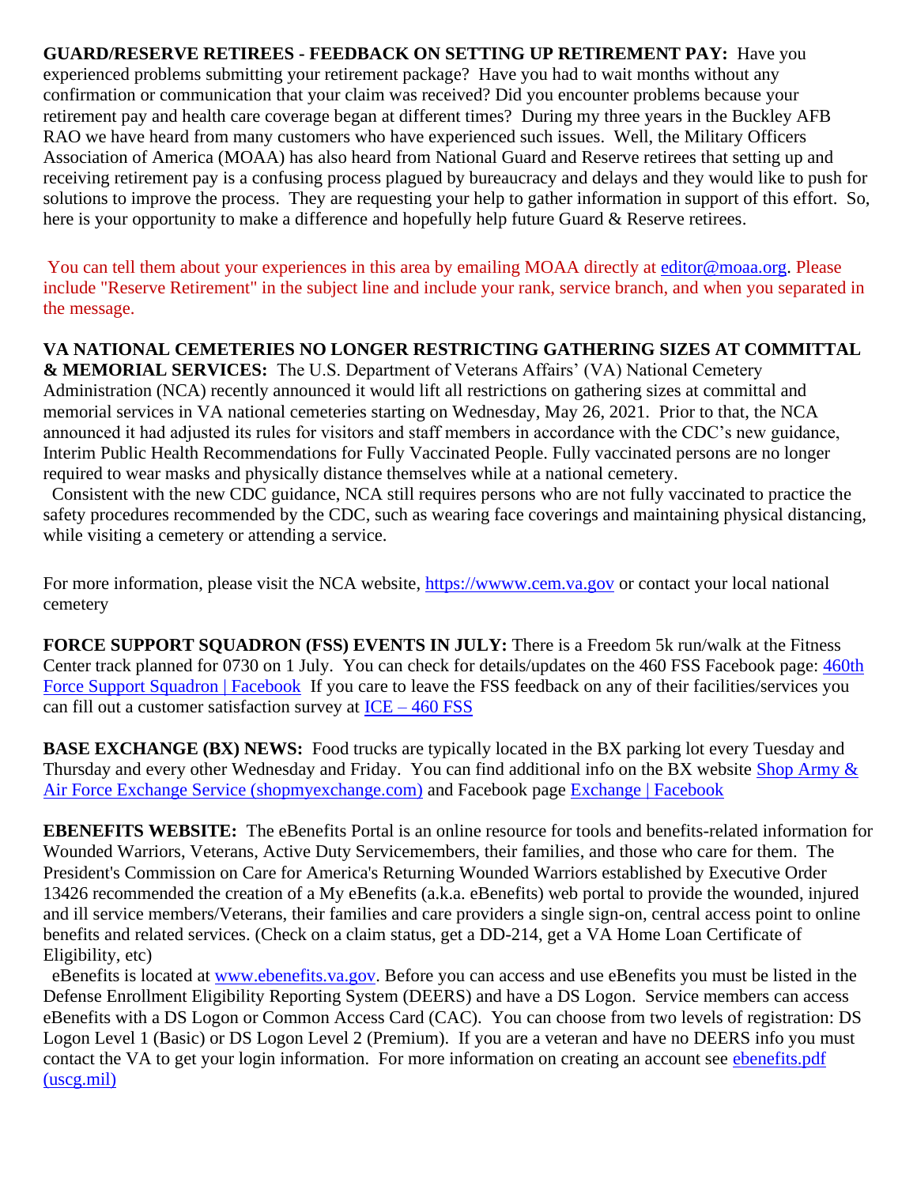**GUARD/RESERVE RETIREES - FEEDBACK ON SETTING UP RETIREMENT PAY:** Have you experienced problems submitting your retirement package? Have you had to wait months without any confirmation or communication that your claim was received? Did you encounter problems because your retirement pay and health care coverage began at different times? During my three years in the Buckley AFB RAO we have heard from many customers who have experienced such issues. Well, the Military Officers Association of America (MOAA) has also heard from National Guard and Reserve retirees that setting up and receiving retirement pay is a confusing process plagued by bureaucracy and delays and they would like to push for solutions to improve the process. They are requesting your help to gather information in support of this effort. So, here is your opportunity to make a difference and hopefully help future Guard & Reserve retirees.

You can tell them about your experiences in this area by emailing MOAA directly at editor@moaa.org. Please include "Reserve Retirement" in the subject line and include your rank, service branch, and when you separated in the message.

**VA NATIONAL CEMETERIES NO LONGER RESTRICTING GATHERING SIZES AT COMMITTAL & MEMORIAL SERVICES:** The U.S. Department of Veterans Affairs' (VA) National Cemetery Administration (NCA) recently announced it would lift all restrictions on gathering sizes at committal and memorial services in VA national cemeteries starting on Wednesday, May 26, 2021. Prior to that, the NCA announced it had adjusted its rules for visitors and staff members in accordance with the CDC's new guidance, Interim Public Health Recommendations for Fully Vaccinated People. Fully vaccinated persons are no longer required to wear masks and physically distance themselves while at a national cemetery.

Consistent with the new CDC guidance, NCA still requires persons who are not fully vaccinated to practice the safety procedures recommended by the CDC, such as wearing face coverings and maintaining physical distancing, while visiting a cemetery or attending a service.

For more information, please visit the NCA website, https://wwww.cem.va.gov or contact your local national cemetery

**FORCE SUPPORT SQUADRON (FSS) EVENTS IN JULY:** There is a Freedom 5k run/walk at the Fitness Center track planned for 0730 on 1 July. You can check for details/updates on the 460 FSS Facebook page: 460th Force Support Squadron | Facebook If you care to leave the FSS feedback on any of their facilities/services you can fill out a customer satisfaction survey at ICE – 460 FSS

**BASE EXCHANGE (BX) NEWS:** Food trucks are typically located in the BX parking lot every Tuesday and Thursday and every other Wednesday and Friday. You can find additional info on the BX website Shop Army & Air Force Exchange Service (shopmyexchange.com) and Facebook page Exchange | Facebook

**EBENEFITS WEBSITE:** The eBenefits Portal is an online resource for tools and benefits-related information for Wounded Warriors, Veterans, Active Duty Servicemembers, their families, and those who care for them. The President's Commission on Care for America's Returning Wounded Warriors established by Executive Order 13426 recommended the creation of a My eBenefits (a.k.a. eBenefits) web portal to provide the wounded, injured and ill service members/Veterans, their families and care providers a single sign-on, central access point to online benefits and related services. (Check on a claim status, get a DD-214, get a VA Home Loan Certificate of Eligibility, etc)

eBenefits is located at www.ebenefits.va.gov. Before you can access and use eBenefits you must be listed in the Defense Enrollment Eligibility Reporting System (DEERS) and have a DS Logon. Service members can access eBenefits with a DS Logon or Common Access Card (CAC). You can choose from two levels of registration: DS Logon Level 1 (Basic) or DS Logon Level 2 (Premium). If you are a veteran and have no DEERS info you must contact the VA to get your login information. For more information on creating an account see ebenefits.pdf (uscg.mil)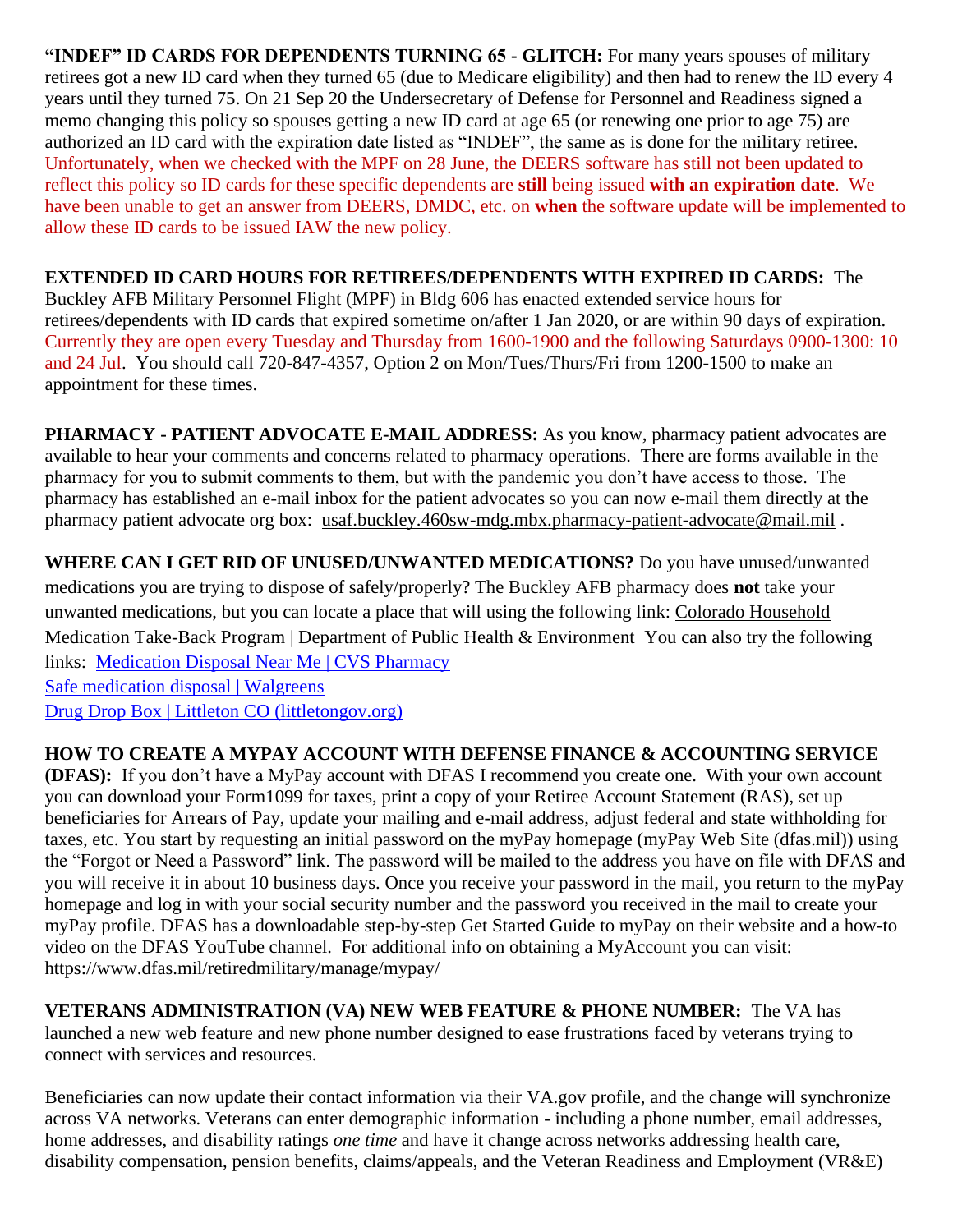**"INDEF" ID CARDS FOR DEPENDENTS TURNING 65 - GLITCH:** For many years spouses of military retirees got a new ID card when they turned 65 (due to Medicare eligibility) and then had to renew the ID every 4 years until they turned 75. On 21 Sep 20 the Undersecretary of Defense for Personnel and Readiness signed a memo changing this policy so spouses getting a new ID card at age 65 (or renewing one prior to age 75) are authorized an ID card with the expiration date listed as "INDEF", the same as is done for the military retiree. Unfortunately, when we checked with the MPF on 28 June, the DEERS software has still not been updated to reflect this policy so ID cards for these specific dependents are **still** being issued **with an expiration date**. We have been unable to get an answer from DEERS, DMDC, etc. on **when** the software update will be implemented to allow these ID cards to be issued IAW the new policy.

**EXTENDED ID CARD HOURS FOR RETIREES/DEPENDENTS WITH EXPIRED ID CARDS:** The Buckley AFB Military Personnel Flight (MPF) in Bldg 606 has enacted extended service hours for retirees/dependents with ID cards that expired sometime on/after 1 Jan 2020, or are within 90 days of expiration. Currently they are open every Tuesday and Thursday from 1600-1900 and the following Saturdays 0900-1300: 10 and 24 Jul. You should call 720-847-4357, Option 2 on Mon/Tues/Thurs/Fri from 1200-1500 to make an appointment for these times.

**PHARMACY - PATIENT ADVOCATE E-MAIL ADDRESS:** As you know, pharmacy patient advocates are available to hear your comments and concerns related to pharmacy operations. There are forms available in the pharmacy for you to submit comments to them, but with the pandemic you don't have access to those. The pharmacy has established an e-mail inbox for the patient advocates so you can now e-mail them directly at the pharmacy patient advocate org box: usaf.buckley.460sw-mdg.mbx.pharmacy-patient-advocate@mail.mil .

**WHERE CAN I GET RID OF UNUSED/UNWANTED MEDICATIONS?** Do you have unused/unwanted medications you are trying to dispose of safely/properly? The Buckley AFB pharmacy does **not** take your unwanted medications, but you can locate a place that will using the following link: Colorado Household Medication Take-Back Program | Department of Public Health & Environment You can also try the following links: Medication Disposal Near Me | CVS Pharmacy
Safe medication disposal | Walgreens
Drug Drop Box | Littleton CO (littletongov.org)

**HOW TO CREATE A MYPAY ACCOUNT WITH DEFENSE FINANCE & ACCOUNTING SERVICE (DFAS):** If you don't have a MyPay account with DFAS I recommend you create one. With your own account you can download your Form1099 for taxes, print a copy of your Retiree Account Statement (RAS), set up beneficiaries for Arrears of Pay, update your mailing and e-mail address, adjust federal and state withholding for taxes, etc. You start by requesting an initial password on the myPay homepage (myPay Web Site (dfas.mil)) using the "Forgot or Need a Password" link. The password will be mailed to the address you have on file with DFAS and you will receive it in about 10 business days. Once you receive your password in the mail, you return to the myPay homepage and log in with your social security number and the password you received in the mail to create your myPay profile. DFAS has a downloadable step-by-step Get Started Guide to myPay on their website and a how-to video on the DFAS YouTube channel. For additional info on obtaining a MyAccount you can visit: https://www.dfas.mil/retiredmilitary/manage/mypay/

**VETERANS ADMINISTRATION (VA) NEW WEB FEATURE & PHONE NUMBER:** The VA has launched a new web feature and new phone number designed to ease frustrations faced by veterans trying to connect with services and resources.

Beneficiaries can now update their contact information via their VA.gov profile, and the change will synchronize across VA networks. Veterans can enter demographic information - including a phone number, email addresses, home addresses, and disability ratings *one time* and have it change across networks addressing health care, disability compensation, pension benefits, claims/appeals, and the Veteran Readiness and Employment (VR&E)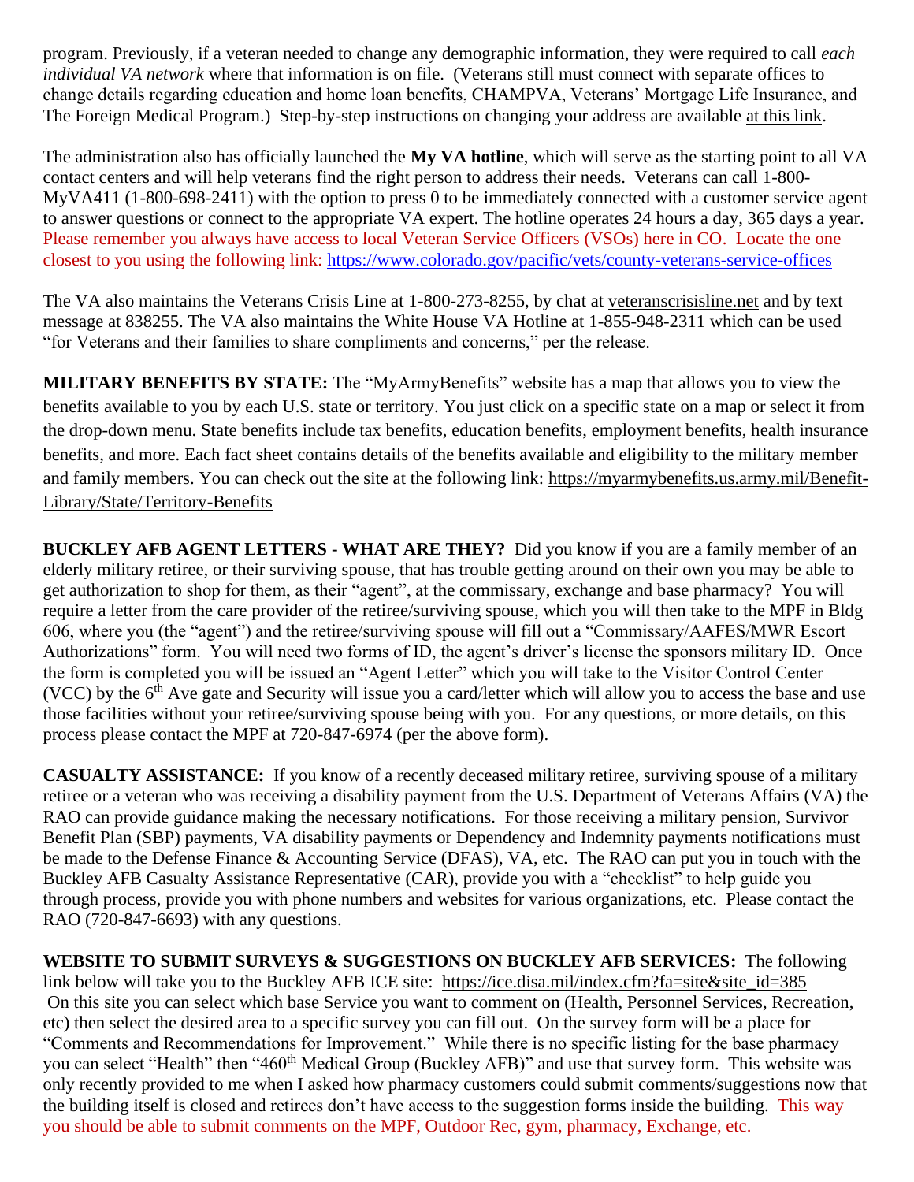program. Previously, if a veteran needed to change any demographic information, they were required to call *each individual VA network* where that information is on file. (Veterans still must connect with separate offices to change details regarding education and home loan benefits, CHAMPVA, Veterans' Mortgage Life Insurance, and The Foreign Medical Program.) Step-by-step instructions on changing your address are available at this link.

The administration also has officially launched the **My VA hotline**, which will serve as the starting point to all VA contact centers and will help veterans find the right person to address their needs. Veterans can call 1-800-MyVA411 (1-800-698-2411) with the option to press 0 to be immediately connected with a customer service agent to answer questions or connect to the appropriate VA expert. The hotline operates 24 hours a day, 365 days a year. Please remember you always have access to local Veteran Service Officers (VSOs) here in CO. Locate the one closest to you using the following link: https://www.colorado.gov/pacific/vets/county-veterans-service-offices

The VA also maintains the Veterans Crisis Line at 1-800-273-8255, by chat at veteranscrisisline.net and by text message at 838255. The VA also maintains the White House VA Hotline at 1-855-948-2311 which can be used "for Veterans and their families to share compliments and concerns," per the release.

**MILITARY BENEFITS BY STATE:** The "MyArmyBenefits" website has a map that allows you to view the benefits available to you by each U.S. state or territory. You just click on a specific state on a map or select it from the drop-down menu. State benefits include tax benefits, education benefits, employment benefits, health insurance benefits, and more. Each fact sheet contains details of the benefits available and eligibility to the military member and family members. You can check out the site at the following link: https://myarmybenefits.us.army.mil/Benefit-Library/State/Territory-Benefits

**BUCKLEY AFB AGENT LETTERS - WHAT ARE THEY?** Did you know if you are a family member of an elderly military retiree, or their surviving spouse, that has trouble getting around on their own you may be able to get authorization to shop for them, as their "agent", at the commissary, exchange and base pharmacy? You will require a letter from the care provider of the retiree/surviving spouse, which you will then take to the MPF in Bldg 606, where you (the "agent") and the retiree/surviving spouse will fill out a "Commissary/AAFES/MWR Escort Authorizations" form. You will need two forms of ID, the agent's driver's license the sponsors military ID. Once the form is completed you will be issued an "Agent Letter" which you will take to the Visitor Control Center (VCC) by the 6th Ave gate and Security will issue you a card/letter which will allow you to access the base and use those facilities without your retiree/surviving spouse being with you. For any questions, or more details, on this process please contact the MPF at 720-847-6974 (per the above form).

**CASUALTY ASSISTANCE:** If you know of a recently deceased military retiree, surviving spouse of a military retiree or a veteran who was receiving a disability payment from the U.S. Department of Veterans Affairs (VA) the RAO can provide guidance making the necessary notifications. For those receiving a military pension, Survivor Benefit Plan (SBP) payments, VA disability payments or Dependency and Indemnity payments notifications must be made to the Defense Finance & Accounting Service (DFAS), VA, etc. The RAO can put you in touch with the Buckley AFB Casualty Assistance Representative (CAR), provide you with a "checklist" to help guide you through process, provide you with phone numbers and websites for various organizations, etc. Please contact the RAO (720-847-6693) with any questions.

**WEBSITE TO SUBMIT SURVEYS & SUGGESTIONS ON BUCKLEY AFB SERVICES:** The following link below will take you to the Buckley AFB ICE site: https://ice.disa.mil/index.cfm?fa=site&site_id=385 On this site you can select which base Service you want to comment on (Health, Personnel Services, Recreation, etc) then select the desired area to a specific survey you can fill out. On the survey form will be a place for "Comments and Recommendations for Improvement." While there is no specific listing for the base pharmacy you can select "Health" then "460th Medical Group (Buckley AFB)" and use that survey form. This website was only recently provided to me when I asked how pharmacy customers could submit comments/suggestions now that the building itself is closed and retirees don't have access to the suggestion forms inside the building. This way you should be able to submit comments on the MPF, Outdoor Rec, gym, pharmacy, Exchange, etc.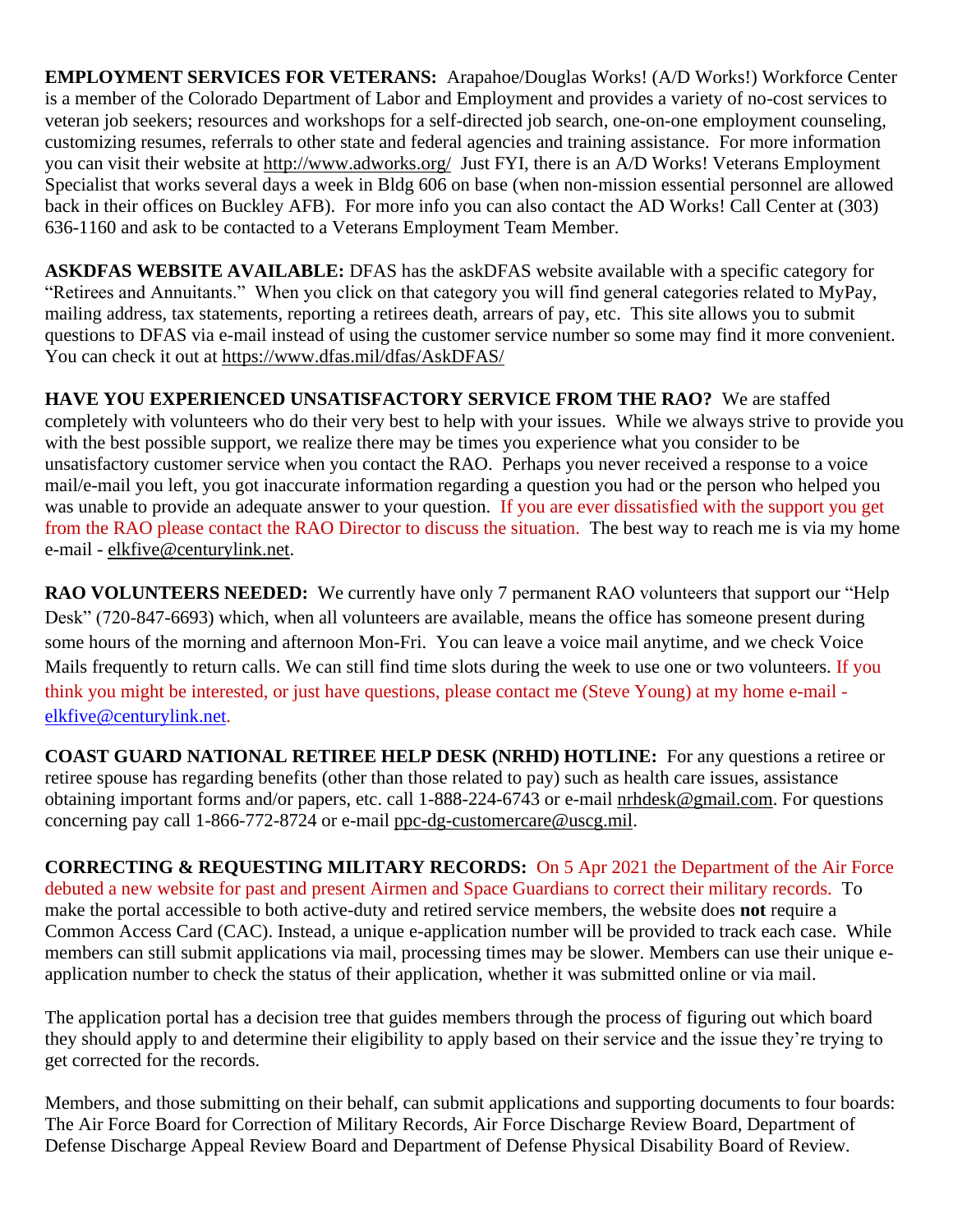**EMPLOYMENT SERVICES FOR VETERANS:** Arapahoe/Douglas Works! (A/D Works!) Workforce Center is a member of the Colorado Department of Labor and Employment and provides a variety of no-cost services to veteran job seekers; resources and workshops for a self-directed job search, one-on-one employment counseling, customizing resumes, referrals to other state and federal agencies and training assistance. For more information you can visit their website at http://www.adworks.org/ Just FYI, there is an A/D Works! Veterans Employment Specialist that works several days a week in Bldg 606 on base (when non-mission essential personnel are allowed back in their offices on Buckley AFB). For more info you can also contact the AD Works! Call Center at (303) 636-1160 and ask to be contacted to a Veterans Employment Team Member.

**ASKDFAS WEBSITE AVAILABLE:** DFAS has the askDFAS website available with a specific category for "Retirees and Annuitants." When you click on that category you will find general categories related to MyPay, mailing address, tax statements, reporting a retirees death, arrears of pay, etc. This site allows you to submit questions to DFAS via e-mail instead of using the customer service number so some may find it more convenient. You can check it out at https://www.dfas.mil/dfas/AskDFAS/

**HAVE YOU EXPERIENCED UNSATISFACTORY SERVICE FROM THE RAO?** We are staffed completely with volunteers who do their very best to help with your issues. While we always strive to provide you with the best possible support, we realize there may be times you experience what you consider to be unsatisfactory customer service when you contact the RAO. Perhaps you never received a response to a voice mail/e-mail you left, you got inaccurate information regarding a question you had or the person who helped you was unable to provide an adequate answer to your question. If you are ever dissatisfied with the support you get from the RAO please contact the RAO Director to discuss the situation. The best way to reach me is via my home e-mail - elkfive@centurylink.net.

**RAO VOLUNTEERS NEEDED:** We currently have only 7 permanent RAO volunteers that support our "Help Desk" (720-847-6693) which, when all volunteers are available, means the office has someone present during some hours of the morning and afternoon Mon-Fri. You can leave a voice mail anytime, and we check Voice Mails frequently to return calls. We can still find time slots during the week to use one or two volunteers. If you think you might be interested, or just have questions, please contact me (Steve Young) at my home e-mail - elkfive@centurylink.net.

**COAST GUARD NATIONAL RETIREE HELP DESK (NRHD) HOTLINE:** For any questions a retiree or retiree spouse has regarding benefits (other than those related to pay) such as health care issues, assistance obtaining important forms and/or papers, etc. call 1-888-224-6743 or e-mail nrhdesk@gmail.com. For questions concerning pay call 1-866-772-8724 or e-mail ppc-dg-customercare@uscg.mil.

**CORRECTING & REQUESTING MILITARY RECORDS:** On 5 Apr 2021 the Department of the Air Force debuted a new website for past and present Airmen and Space Guardians to correct their military records. To make the portal accessible to both active-duty and retired service members, the website does **not** require a Common Access Card (CAC). Instead, a unique e-application number will be provided to track each case. While members can still submit applications via mail, processing times may be slower. Members can use their unique e-application number to check the status of their application, whether it was submitted online or via mail.

The application portal has a decision tree that guides members through the process of figuring out which board they should apply to and determine their eligibility to apply based on their service and the issue they're trying to get corrected for the records.

Members, and those submitting on their behalf, can submit applications and supporting documents to four boards: The Air Force Board for Correction of Military Records, Air Force Discharge Review Board, Department of Defense Discharge Appeal Review Board and Department of Defense Physical Disability Board of Review.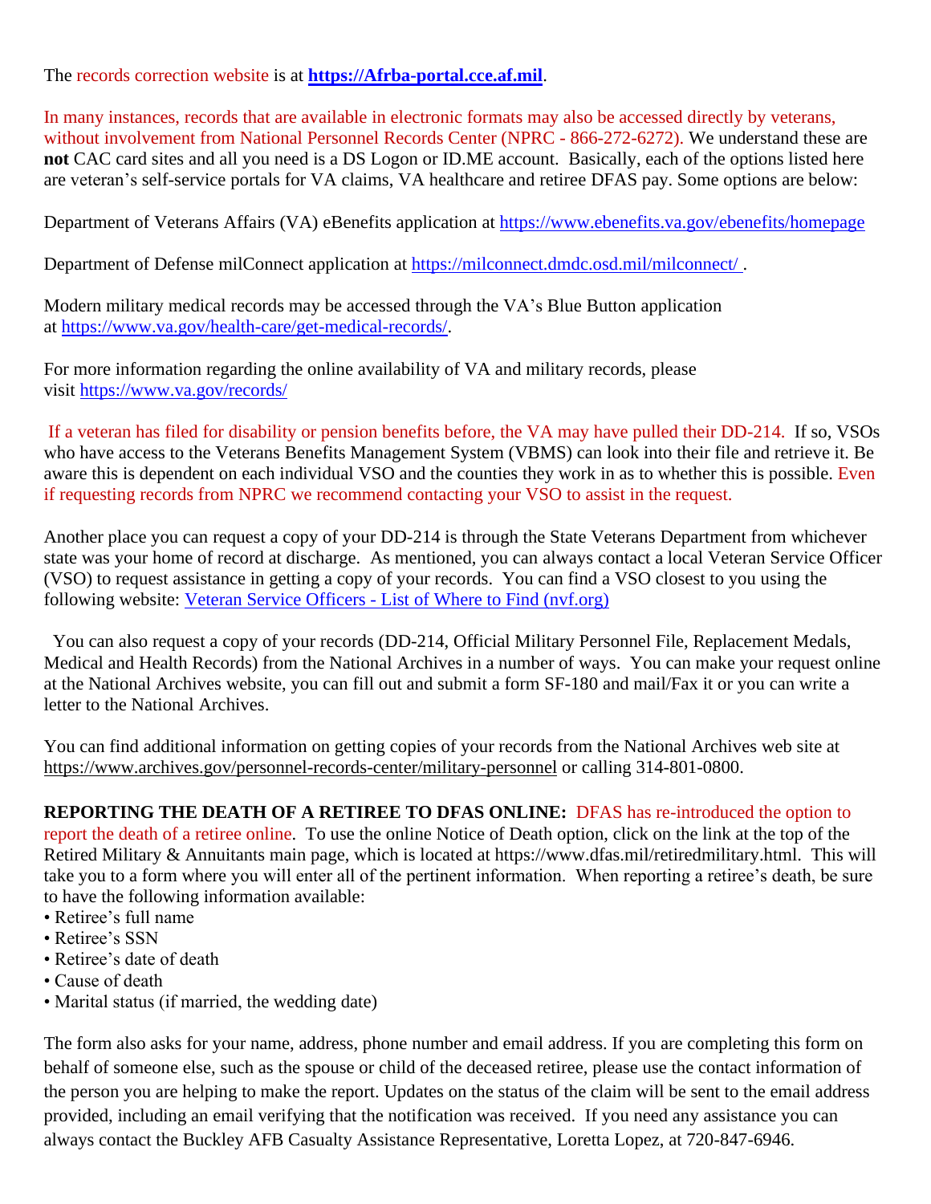The records correction website is at **https://Afrba-portal.cce.af.mil**.

In many instances, records that are available in electronic formats may also be accessed directly by veterans, without involvement from National Personnel Records Center (NPRC - 866-272-6272). We understand these are **not** CAC card sites and all you need is a DS Logon or ID.ME account. Basically, each of the options listed here are veteran's self-service portals for VA claims, VA healthcare and retiree DFAS pay. Some options are below:

Department of Veterans Affairs (VA) eBenefits application at https://www.ebenefits.va.gov/ebenefits/homepage

Department of Defense milConnect application at https://milconnect.dmdc.osd.mil/milconnect/ .

Modern military medical records may be accessed through the VA's Blue Button application at https://www.va.gov/health-care/get-medical-records/.

For more information regarding the online availability of VA and military records, please visit https://www.va.gov/records/

If a veteran has filed for disability or pension benefits before, the VA may have pulled their DD-214. If so, VSOs who have access to the Veterans Benefits Management System (VBMS) can look into their file and retrieve it. Be aware this is dependent on each individual VSO and the counties they work in as to whether this is possible. Even if requesting records from NPRC we recommend contacting your VSO to assist in the request.

Another place you can request a copy of your DD-214 is through the State Veterans Department from whichever state was your home of record at discharge. As mentioned, you can always contact a local Veteran Service Officer (VSO) to request assistance in getting a copy of your records. You can find a VSO closest to you using the following website: Veteran Service Officers - List of Where to Find (nvf.org)

You can also request a copy of your records (DD-214, Official Military Personnel File, Replacement Medals, Medical and Health Records) from the National Archives in a number of ways. You can make your request online at the National Archives website, you can fill out and submit a form SF-180 and mail/Fax it or you can write a letter to the National Archives.

You can find additional information on getting copies of your records from the National Archives web site at https://www.archives.gov/personnel-records-center/military-personnel or calling 314-801-0800.

**REPORTING THE DEATH OF A RETIREE TO DFAS ONLINE:** DFAS has re-introduced the option to report the death of a retiree online. To use the online Notice of Death option, click on the link at the top of the Retired Military & Annuitants main page, which is located at https://www.dfas.mil/retiredmilitary.html. This will take you to a form where you will enter all of the pertinent information. When reporting a retiree's death, be sure to have the following information available:

- Retiree's full name
- Retiree's SSN
- Retiree's date of death
- Cause of death
- Marital status (if married, the wedding date)

The form also asks for your name, address, phone number and email address. If you are completing this form on behalf of someone else, such as the spouse or child of the deceased retiree, please use the contact information of the person you are helping to make the report. Updates on the status of the claim will be sent to the email address provided, including an email verifying that the notification was received. If you need any assistance you can always contact the Buckley AFB Casualty Assistance Representative, Loretta Lopez, at 720-847-6946.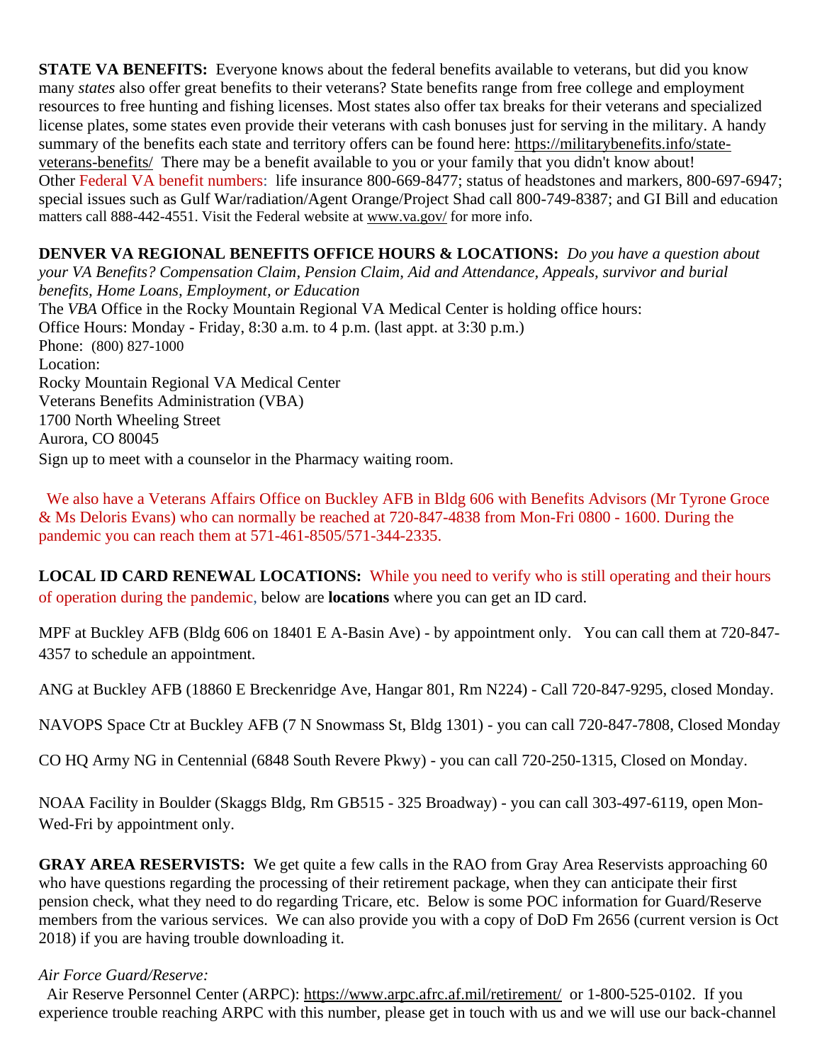**STATE VA BENEFITS:** Everyone knows about the federal benefits available to veterans, but did you know many *states* also offer great benefits to their veterans? State benefits range from free college and employment resources to free hunting and fishing licenses. Most states also offer tax breaks for their veterans and specialized license plates, some states even provide their veterans with cash bonuses just for serving in the military. A handy summary of the benefits each state and territory offers can be found here: https://militarybenefits.info/state-veterans-benefits/ There may be a benefit available to you or your family that you didn't know about!
Other Federal VA benefit numbers: life insurance 800-669-8477; status of headstones and markers, 800-697-6947; special issues such as Gulf War/radiation/Agent Orange/Project Shad call 800-749-8387; and GI Bill and education matters call 888-442-4551. Visit the Federal website at www.va.gov/ for more info.

**DENVER VA REGIONAL BENEFITS OFFICE HOURS & LOCATIONS:** *Do you have a question about your VA Benefits? Compensation Claim, Pension Claim, Aid and Attendance, Appeals, survivor and burial benefits, Home Loans, Employment, or Education*
The *VBA* Office in the Rocky Mountain Regional VA Medical Center is holding office hours:
Office Hours: Monday - Friday, 8:30 a.m. to 4 p.m. (last appt. at 3:30 p.m.)
Phone: (800) 827-1000
Location:
Rocky Mountain Regional VA Medical Center
Veterans Benefits Administration (VBA)
1700 North Wheeling Street
Aurora, CO 80045
Sign up to meet with a counselor in the Pharmacy waiting room.

We also have a Veterans Affairs Office on Buckley AFB in Bldg 606 with Benefits Advisors (Mr Tyrone Groce & Ms Deloris Evans) who can normally be reached at 720-847-4838 from Mon-Fri 0800 - 1600. During the pandemic you can reach them at 571-461-8505/571-344-2335.

**LOCAL ID CARD RENEWAL LOCATIONS:** While you need to verify who is still operating and their hours of operation during the pandemic, below are **locations** where you can get an ID card.

MPF at Buckley AFB (Bldg 606 on 18401 E A-Basin Ave) - by appointment only. You can call them at 720-847-4357 to schedule an appointment.

ANG at Buckley AFB (18860 E Breckenridge Ave, Hangar 801, Rm N224) - Call 720-847-9295, closed Monday.

NAVOPS Space Ctr at Buckley AFB (7 N Snowmass St, Bldg 1301) - you can call 720-847-7808, Closed Monday

CO HQ Army NG in Centennial (6848 South Revere Pkwy) - you can call 720-250-1315, Closed on Monday.

NOAA Facility in Boulder (Skaggs Bldg, Rm GB515 - 325 Broadway) - you can call 303-497-6119, open Mon-Wed-Fri by appointment only.

**GRAY AREA RESERVISTS:** We get quite a few calls in the RAO from Gray Area Reservists approaching 60 who have questions regarding the processing of their retirement package, when they can anticipate their first pension check, what they need to do regarding Tricare, etc. Below is some POC information for Guard/Reserve members from the various services. We can also provide you with a copy of DoD Fm 2656 (current version is Oct 2018) if you are having trouble downloading it.

*Air Force Guard/Reserve:*
Air Reserve Personnel Center (ARPC): https://www.arpc.afrc.af.mil/retirement/ or 1-800-525-0102. If you experience trouble reaching ARPC with this number, please get in touch with us and we will use our back-channel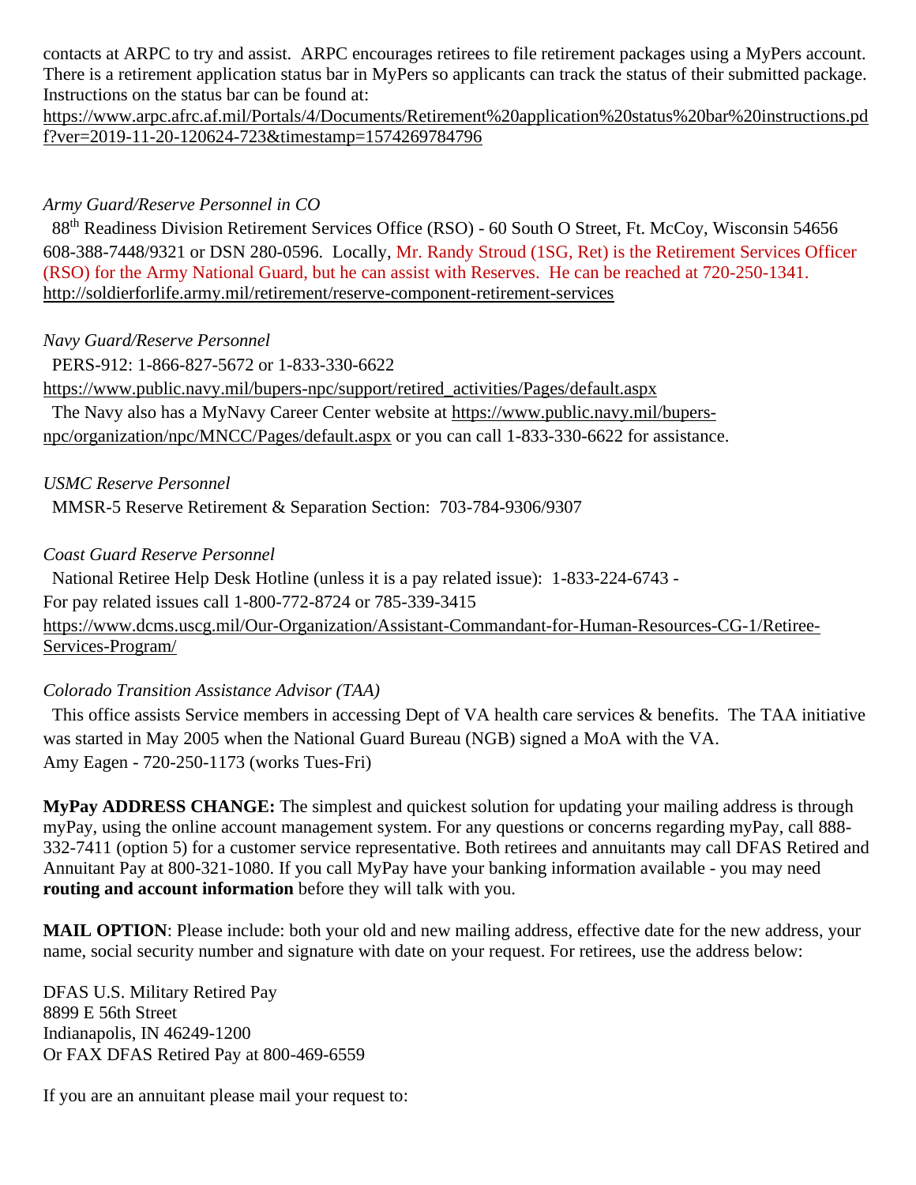contacts at ARPC to try and assist. ARPC encourages retirees to file retirement packages using a MyPers account. There is a retirement application status bar in MyPers so applicants can track the status of their submitted package. Instructions on the status bar can be found at:
https://www.arpc.afrc.af.mil/Portals/4/Documents/Retirement%20application%20status%20bar%20instructions.pdf?ver=2019-11-20-120624-723&timestamp=1574269784796

*Army Guard/Reserve Personnel in CO*

88th Readiness Division Retirement Services Office (RSO) - 60 South O Street, Ft. McCoy, Wisconsin 54656 608-388-7448/9321 or DSN 280-0596. Locally, Mr. Randy Stroud (1SG, Ret) is the Retirement Services Officer (RSO) for the Army National Guard, but he can assist with Reserves. He can be reached at 720-250-1341.
http://soldierforlife.army.mil/retirement/reserve-component-retirement-services

*Navy Guard/Reserve Personnel*

PERS-912: 1-866-827-5672 or 1-833-330-6622
https://www.public.navy.mil/bupers-npc/support/retired_activities/Pages/default.aspx
The Navy also has a MyNavy Career Center website at https://www.public.navy.mil/bupers-npc/organization/npc/MNCC/Pages/default.aspx or you can call 1-833-330-6622 for assistance.

*USMC Reserve Personnel*

MMSR-5 Reserve Retirement & Separation Section: 703-784-9306/9307

*Coast Guard Reserve Personnel*

National Retiree Help Desk Hotline (unless it is a pay related issue): 1-833-224-6743 -
For pay related issues call 1-800-772-8724 or 785-339-3415
https://www.dcms.uscg.mil/Our-Organization/Assistant-Commandant-for-Human-Resources-CG-1/Retiree-Services-Program/

*Colorado Transition Assistance Advisor (TAA)*

This office assists Service members in accessing Dept of VA health care services & benefits. The TAA initiative was started in May 2005 when the National Guard Bureau (NGB) signed a MoA with the VA.
Amy Eagen - 720-250-1173 (works Tues-Fri)

**MyPay ADDRESS CHANGE:** The simplest and quickest solution for updating your mailing address is through myPay, using the online account management system. For any questions or concerns regarding myPay, call 888-332-7411 (option 5) for a customer service representative. Both retirees and annuitants may call DFAS Retired and Annuitant Pay at 800-321-1080. If you call MyPay have your banking information available - you may need **routing and account information** before they will talk with you.

**MAIL OPTION**: Please include: both your old and new mailing address, effective date for the new address, your name, social security number and signature with date on your request. For retirees, use the address below:

DFAS U.S. Military Retired Pay
8899 E 56th Street
Indianapolis, IN 46249-1200
Or FAX DFAS Retired Pay at 800-469-6559

If you are an annuitant please mail your request to: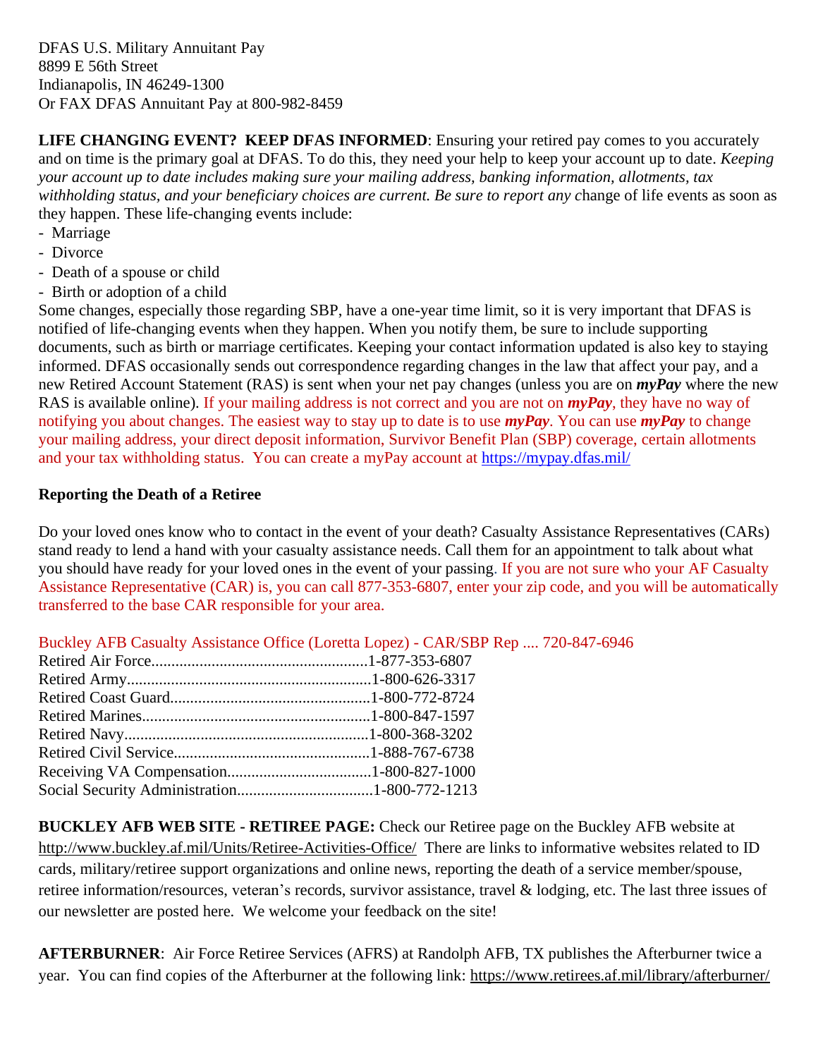DFAS U.S. Military Annuitant Pay
8899 E 56th Street
Indianapolis, IN 46249-1300
Or FAX DFAS Annuitant Pay at 800-982-8459

**LIFE CHANGING EVENT? KEEP DFAS INFORMED**: Ensuring your retired pay comes to you accurately and on time is the primary goal at DFAS. To do this, they need your help to keep your account up to date. *Keeping your account up to date includes making sure your mailing address, banking information, allotments, tax withholding status, and your beneficiary choices are current. Be sure to report any c*hange of life events as soon as they happen. These life-changing events include:

- Marriage
- Divorce
- Death of a spouse or child
- Birth or adoption of a child

Some changes, especially those regarding SBP, have a one-year time limit, so it is very important that DFAS is notified of life-changing events when they happen. When you notify them, be sure to include supporting documents, such as birth or marriage certificates. Keeping your contact information updated is also key to staying informed. DFAS occasionally sends out correspondence regarding changes in the law that affect your pay, and a new Retired Account Statement (RAS) is sent when your net pay changes (unless you are on ***myPay*** where the new RAS is available online). If your mailing address is not correct and you are not on ***myPay***, they have no way of notifying you about changes. The easiest way to stay up to date is to use ***myPay***. You can use ***myPay*** to change your mailing address, your direct deposit information, Survivor Benefit Plan (SBP) coverage, certain allotments and your tax withholding status. You can create a myPay account at https://mypay.dfas.mil/

**Reporting the Death of a Retiree**

Do your loved ones know who to contact in the event of your death? Casualty Assistance Representatives (CARs) stand ready to lend a hand with your casualty assistance needs. Call them for an appointment to talk about what you should have ready for your loved ones in the event of your passing. If you are not sure who your AF Casualty Assistance Representative (CAR) is, you can call 877-353-6807, enter your zip code, and you will be automatically transferred to the base CAR responsible for your area.

Buckley AFB Casualty Assistance Office (Loretta Lopez) - CAR/SBP Rep .... 720-847-6946
Retired Air Force......................................................1-877-353-6807
Retired Army.............................................................1-800-626-3317
Retired Coast Guard..................................................1-800-772-8724
Retired Marines.........................................................1-800-847-1597
Retired Navy.............................................................1-800-368-3202
Retired Civil Service.................................................1-888-767-6738
Receiving VA Compensation....................................1-800-827-1000
Social Security Administration..................................1-800-772-1213

**BUCKLEY AFB WEB SITE - RETIREE PAGE:** Check our Retiree page on the Buckley AFB website at http://www.buckley.af.mil/Units/Retiree-Activities-Office/ There are links to informative websites related to ID cards, military/retiree support organizations and online news, reporting the death of a service member/spouse, retiree information/resources, veteran's records, survivor assistance, travel & lodging, etc. The last three issues of our newsletter are posted here. We welcome your feedback on the site!

**AFTERBURNER**: Air Force Retiree Services (AFRS) at Randolph AFB, TX publishes the Afterburner twice a year. You can find copies of the Afterburner at the following link: https://www.retirees.af.mil/library/afterburner/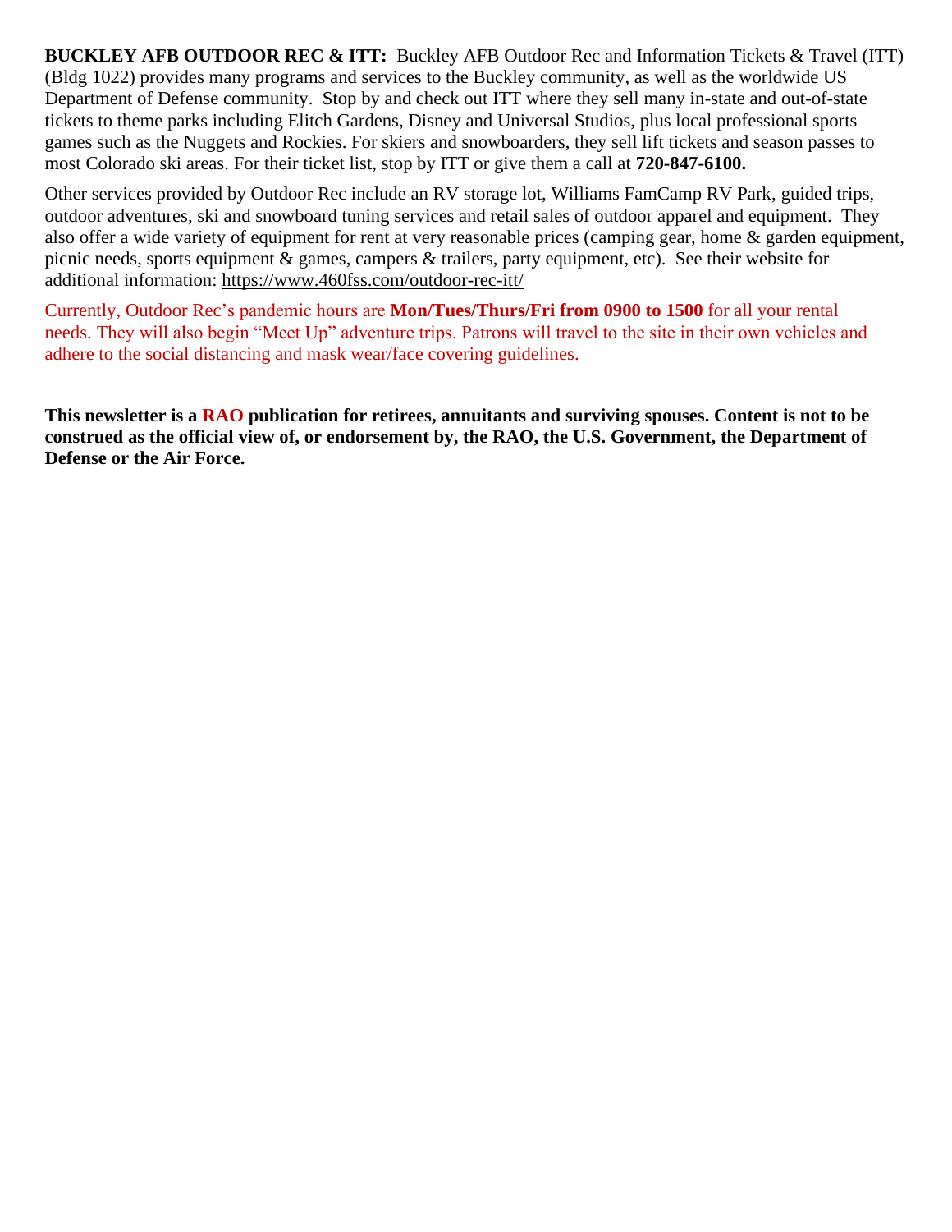**BUCKLEY AFB OUTDOOR REC & ITT:** Buckley AFB Outdoor Rec and Information Tickets & Travel (ITT) (Bldg 1022) provides many programs and services to the Buckley community, as well as the worldwide US Department of Defense community. Stop by and check out ITT where they sell many in-state and out-of-state tickets to theme parks including Elitch Gardens, Disney and Universal Studios, plus local professional sports games such as the Nuggets and Rockies. For skiers and snowboarders, they sell lift tickets and season passes to most Colorado ski areas. For their ticket list, stop by ITT or give them a call at **720-847-6100.**

Other services provided by Outdoor Rec include an RV storage lot, Williams FamCamp RV Park, guided trips, outdoor adventures, ski and snowboard tuning services and retail sales of outdoor apparel and equipment. They also offer a wide variety of equipment for rent at very reasonable prices (camping gear, home & garden equipment, picnic needs, sports equipment & games, campers & trailers, party equipment, etc). See their website for additional information: https://www.460fss.com/outdoor-rec-itt/

Currently, Outdoor Rec's pandemic hours are **Mon/Tues/Thurs/Fri from 0900 to 1500** for all your rental needs. They will also begin "Meet Up" adventure trips. Patrons will travel to the site in their own vehicles and adhere to the social distancing and mask wear/face covering guidelines.

**This newsletter is a RAO publication for retirees, annuitants and surviving spouses. Content is not to be construed as the official view of, or endorsement by, the RAO, the U.S. Government, the Department of Defense or the Air Force.**